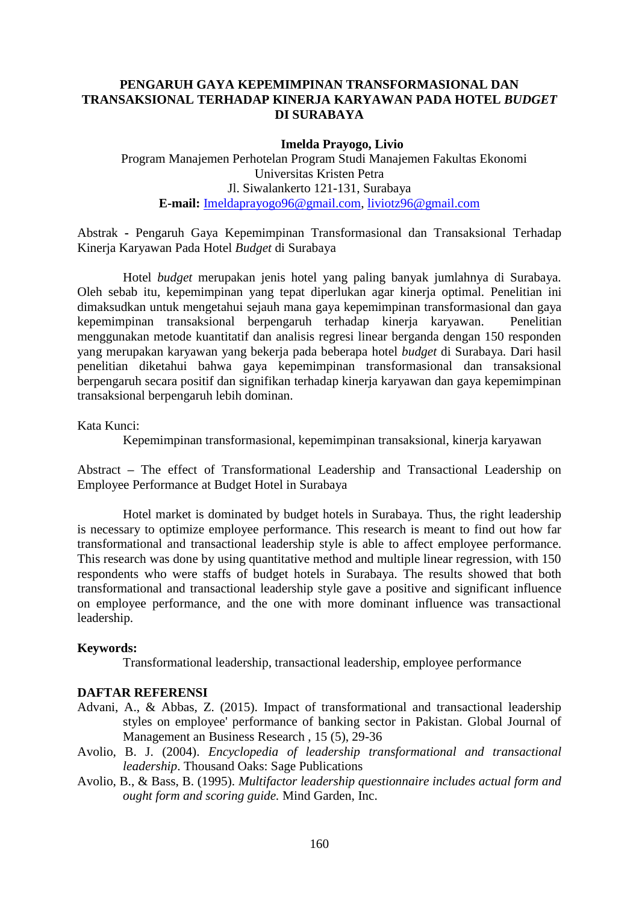# PENGARUH GAYA KEPEMIMPINAN TRANSFORMASIONAL DAN TRANSAKSIONAL TERHADAP KINERJA KARYAWAN PADA HOTEL *BUDGET* DI SURABAYA

**Imelda Prayogo, Livio**

Program Manajemen Perhotelan Program Studi Manajemen Fakultas Ekonomi
Universitas Kristen Petra
Jl. Siwalankerto 121-131, Surabaya
**E-mail:** Imeldaprayogo96@gmail.com, liviotz96@gmail.com

Abstrak - Pengaruh Gaya Kepemimpinan Transformasional dan Transaksional Terhadap Kinerja Karyawan Pada Hotel *Budget* di Surabaya

Hotel *budget* merupakan jenis hotel yang paling banyak jumlahnya di Surabaya. Oleh sebab itu, kepemimpinan yang tepat diperlukan agar kinerja optimal. Penelitian ini dimaksudkan untuk mengetahui sejauh mana gaya kepemimpinan transformasional dan gaya kepemimpinan transaksional berpengaruh terhadap kinerja karyawan. Penelitian menggunakan metode kuantitatif dan analisis regresi linear berganda dengan 150 responden yang merupakan karyawan yang bekerja pada beberapa hotel *budget* di Surabaya. Dari hasil penelitian diketahui bahwa gaya kepemimpinan transformasional dan transaksional berpengaruh secara positif dan signifikan terhadap kinerja karyawan dan gaya kepemimpinan transaksional berpengaruh lebih dominan.

Kata Kunci:

Kepemimpinan transformasional, kepemimpinan transaksional, kinerja karyawan

Abstract – The effect of Transformational Leadership and Transactional Leadership on Employee Performance at Budget Hotel in Surabaya

Hotel market is dominated by budget hotels in Surabaya. Thus, the right leadership is necessary to optimize employee performance. This research is meant to find out how far transformational and transactional leadership style is able to affect employee performance. This research was done by using quantitative method and multiple linear regression, with 150 respondents who were staffs of budget hotels in Surabaya. The results showed that both transformational and transactional leadership style gave a positive and significant influence on employee performance, and the one with more dominant influence was transactional leadership.

**Keywords:**

Transformational leadership, transactional leadership, employee performance

## DAFTAR REFERENSI

Advani, A., & Abbas, Z. (2015). Impact of transformational and transactional leadership styles on employee' performance of banking sector in Pakistan. Global Journal of Management an Business Research , 15 (5), 29-36

Avolio, B. J. (2004). *Encyclopedia of leadership transformational and transactional leadership*. Thousand Oaks: Sage Publications

Avolio, B., & Bass, B. (1995). *Multifactor leadership questionnaire includes actual form and ought form and scoring guide.* Mind Garden, Inc.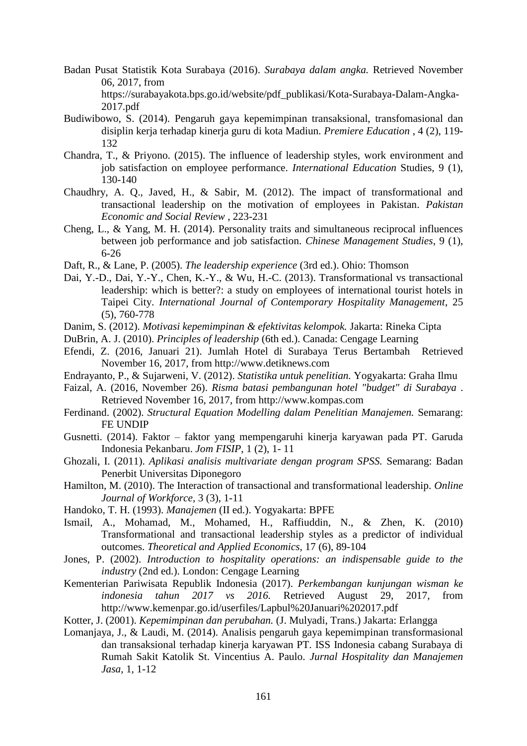Badan Pusat Statistik Kota Surabaya (2016). *Surabaya dalam angka.* Retrieved November 06, 2017, from https://surabayakota.bps.go.id/website/pdf_publikasi/Kota-Surabaya-Dalam-Angka-2017.pdf

Budiwibowo, S. (2014). Pengaruh gaya kepemimpinan transaksional, transfomasional dan disiplin kerja terhadap kinerja guru di kota Madiun. *Premiere Education* , 4 (2), 119-132

Chandra, T., & Priyono. (2015). The influence of leadership styles, work environment and job satisfaction on employee performance. *International Education* Studies, 9 (1), 130-140

Chaudhry, A. Q., Javed, H., & Sabir, M. (2012). The impact of transformational and transactional leadership on the motivation of employees in Pakistan. *Pakistan Economic and Social Review* , 223-231

Cheng, L., & Yang, M. H. (2014). Personality traits and simultaneous reciprocal influences between job performance and job satisfaction. *Chinese Management Studies*, 9 (1), 6-26

Daft, R., & Lane, P. (2005). *The leadership experience* (3rd ed.). Ohio: Thomson

Dai, Y.-D., Dai, Y.-Y., Chen, K.-Y., & Wu, H.-C. (2013). Transformational vs transactional leadership: which is better?: a study on employees of international tourist hotels in Taipei City. *International Journal of Contemporary Hospitality Management*, 25 (5), 760-778

Danim, S. (2012). *Motivasi kepemimpinan & efektivitas kelompok.* Jakarta: Rineka Cipta

DuBrin, A. J. (2010). *Principles of leadership* (6th ed.). Canada: Cengage Learning

Efendi, Z. (2016, Januari 21). Jumlah Hotel di Surabaya Terus Bertambah Retrieved November 16, 2017, from http://www.detiknews.com

Endrayanto, P., & Sujarweni, V. (2012). *Statistika untuk penelitian.* Yogyakarta: Graha Ilmu

Faizal, A. (2016, November 26). *Risma batasi pembangunan hotel "budget" di Surabaya* . Retrieved November 16, 2017, from http://www.kompas.com

Ferdinand. (2002). *Structural Equation Modelling dalam Penelitian Manajemen.* Semarang: FE UNDIP

Gusnetti. (2014). Faktor – faktor yang mempengaruhi kinerja karyawan pada PT. Garuda Indonesia Pekanbaru. *Jom FISIP*, 1 (2), 1- 11

Ghozali, I. (2011). *Aplikasi analisis multivariate dengan program SPSS.* Semarang: Badan Penerbit Universitas Diponegoro

Hamilton, M. (2010). The Interaction of transactional and transformational leadership. *Online Journal of Workforce*, 3 (3), 1-11

Handoko, T. H. (1993). *Manajemen* (II ed.). Yogyakarta: BPFE

Ismail, A., Mohamad, M., Mohamed, H., Raffiuddin, N., & Zhen, K. (2010) Transformational and transactional leadership styles as a predictor of individual outcomes. *Theoretical and Applied Economics*, 17 (6), 89-104

Jones, P. (2002). *Introduction to hospitality operations: an indispensable guide to the industry* (2nd ed.). London: Cengage Learning

Kementerian Pariwisata Republik Indonesia (2017). *Perkembangan kunjungan wisman ke indonesia tahun 2017 vs 2016.* Retrieved August 29, 2017, from http://www.kemenpar.go.id/userfiles/Lapbul%20Januari%202017.pdf

Kotter, J. (2001). *Kepemimpinan dan perubahan.* (J. Mulyadi, Trans.) Jakarta: Erlangga

Lomanjaya, J., & Laudi, M. (2014). Analisis pengaruh gaya kepemimpinan transformasional dan transaksional terhadap kinerja karyawan PT. ISS Indonesia cabang Surabaya di Rumah Sakit Katolik St. Vincentius A. Paulo. *Jurnal Hospitality dan Manajemen Jasa*, 1, 1-12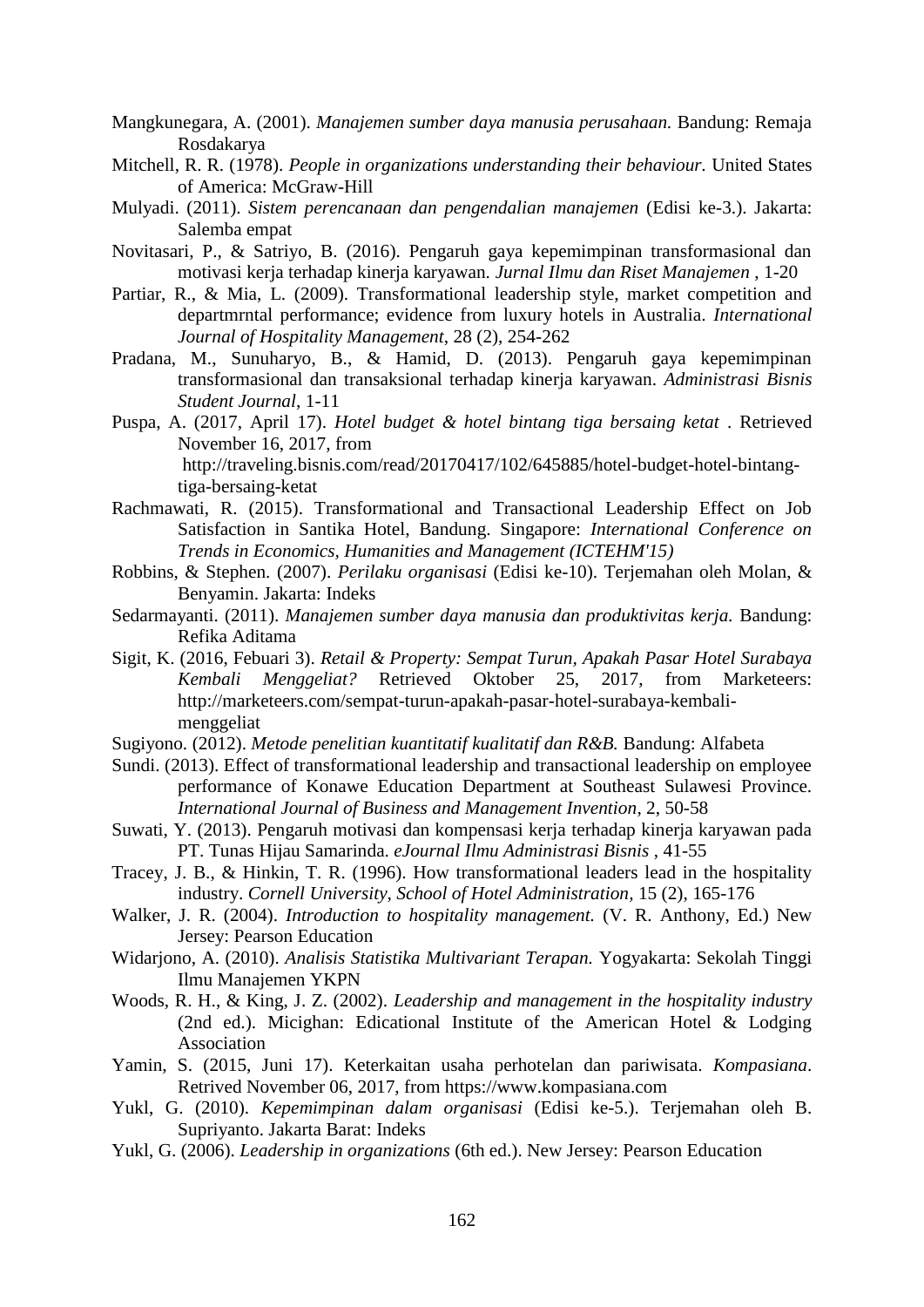Mangkunegara, A. (2001). *Manajemen sumber daya manusia perusahaan.* Bandung: Remaja Rosdakarya

Mitchell, R. R. (1978). *People in organizations understanding their behaviour*. United States of America: McGraw-Hill

Mulyadi. (2011). *Sistem perencanaan dan pengendalian manajemen* (Edisi ke-3.). Jakarta: Salemba empat

Novitasari, P., & Satriyo, B. (2016). Pengaruh gaya kepemimpinan transformasional dan motivasi kerja terhadap kinerja karyawan. *Jurnal Ilmu dan Riset Manajemen* , 1-20

Partiar, R., & Mia, L. (2009). Transformational leadership style, market competition and departmrntal performance; evidence from luxury hotels in Australia. *International Journal of Hospitality Management*, 28 (2), 254-262

Pradana, M., Sunuharyo, B., & Hamid, D. (2013). Pengaruh gaya kepemimpinan transformasional dan transaksional terhadap kinerja karyawan. *Administrasi Bisnis Student Journal*, 1-11

Puspa, A. (2017, April 17). *Hotel budget & hotel bintang tiga bersaing ketat* . Retrieved November 16, 2017, from http://traveling.bisnis.com/read/20170417/102/645885/hotel-budget-hotel-bintang-tiga-bersaing-ketat

Rachmawati, R. (2015). Transformational and Transactional Leadership Effect on Job Satisfaction in Santika Hotel, Bandung. Singapore: *International Conference on Trends in Economics, Humanities and Management (ICTEHM'15)*

Robbins, & Stephen. (2007). *Perilaku organisasi* (Edisi ke-10). Terjemahan oleh Molan, & Benyamin. Jakarta: Indeks

Sedarmayanti. (2011). *Manajemen sumber daya manusia dan produktivitas kerja.* Bandung: Refika Aditama

Sigit, K. (2016, Febuari 3). *Retail & Property: Sempat Turun, Apakah Pasar Hotel Surabaya Kembali Menggeliat?* Retrieved Oktober 25, 2017, from Marketeers: http://marketeers.com/sempat-turun-apakah-pasar-hotel-surabaya-kembali-menggeliat

Sugiyono. (2012). *Metode penelitian kuantitatif kualitatif dan R&B.* Bandung: Alfabeta

Sundi. (2013). Effect of transformational leadership and transactional leadership on employee performance of Konawe Education Department at Southeast Sulawesi Province. *International Journal of Business and Management Invention*, 2, 50-58

Suwati, Y. (2013). Pengaruh motivasi dan kompensasi kerja terhadap kinerja karyawan pada PT. Tunas Hijau Samarinda. *eJournal Ilmu Administrasi Bisnis* , 41-55

Tracey, J. B., & Hinkin, T. R. (1996). How transformational leaders lead in the hospitality industry. *Cornell University, School of Hotel Administration,* 15 (2), 165-176

Walker, J. R. (2004). *Introduction to hospitality management.* (V. R. Anthony, Ed.) New Jersey: Pearson Education

Widarjono, A. (2010). *Analisis Statistika Multivariant Terapan.* Yogyakarta: Sekolah Tinggi Ilmu Manajemen YKPN

Woods, R. H., & King, J. Z. (2002). *Leadership and management in the hospitality industry* (2nd ed.). Micighan: Edicational Institute of the American Hotel & Lodging Association

Yamin, S. (2015, Juni 17). Keterkaitan usaha perhotelan dan pariwisata. *Kompasiana*. Retrived November 06, 2017, from https://www.kompasiana.com

Yukl, G. (2010). *Kepemimpinan dalam organisasi* (Edisi ke-5.). Terjemahan oleh B. Supriyanto. Jakarta Barat: Indeks

Yukl, G. (2006). *Leadership in organizations* (6th ed.). New Jersey: Pearson Education